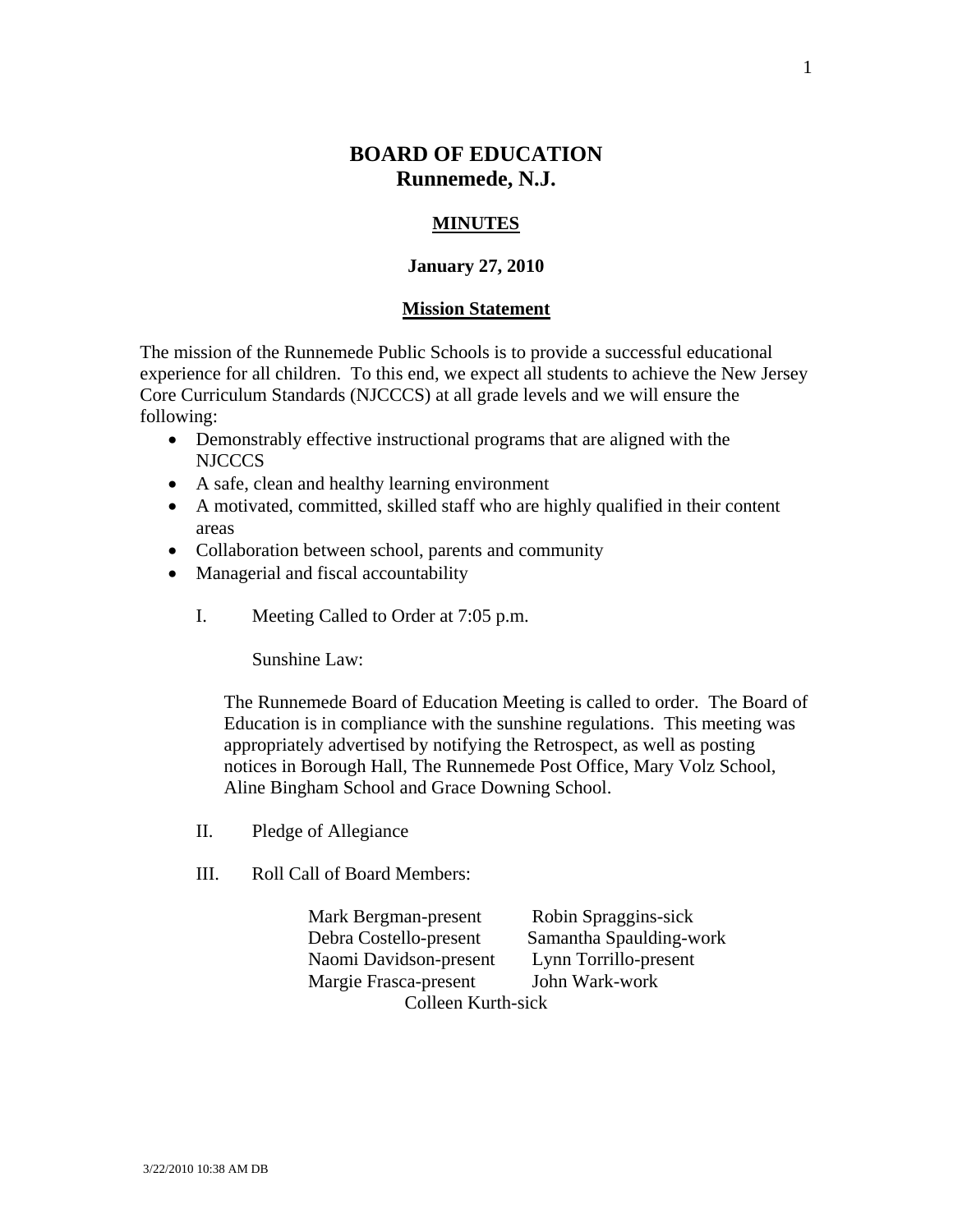# BOARD OF EDUCATION
## Runnemede, N.J.

**MINUTES**

**January 27, 2010**

**Mission Statement**

The mission of the Runnemede Public Schools is to provide a successful educational experience for all children. To this end, we expect all students to achieve the New Jersey Core Curriculum Standards (NJCCCS) at all grade levels and we will ensure the following:

- Demonstrably effective instructional programs that are aligned with the NJCCCS
- A safe, clean and healthy learning environment
- A motivated, committed, skilled staff who are highly qualified in their content areas
- Collaboration between school, parents and community
- Managerial and fiscal accountability

I. Meeting Called to Order at 7:05 p.m.

Sunshine Law:

The Runnemede Board of Education Meeting is called to order. The Board of Education is in compliance with the sunshine regulations. This meeting was appropriately advertised by notifying the Retrospect, as well as posting notices in Borough Hall, The Runnemede Post Office, Mary Volz School, Aline Bingham School and Grace Downing School.

II. Pledge of Allegiance

III. Roll Call of Board Members:

Mark Bergman-present
Debra Costello-present
Naomi Davidson-present
Margie Frasca-present
Robin Spraggins-sick
Samantha Spaulding-work
Lynn Torrillo-present
John Wark-work
Colleen Kurth-sick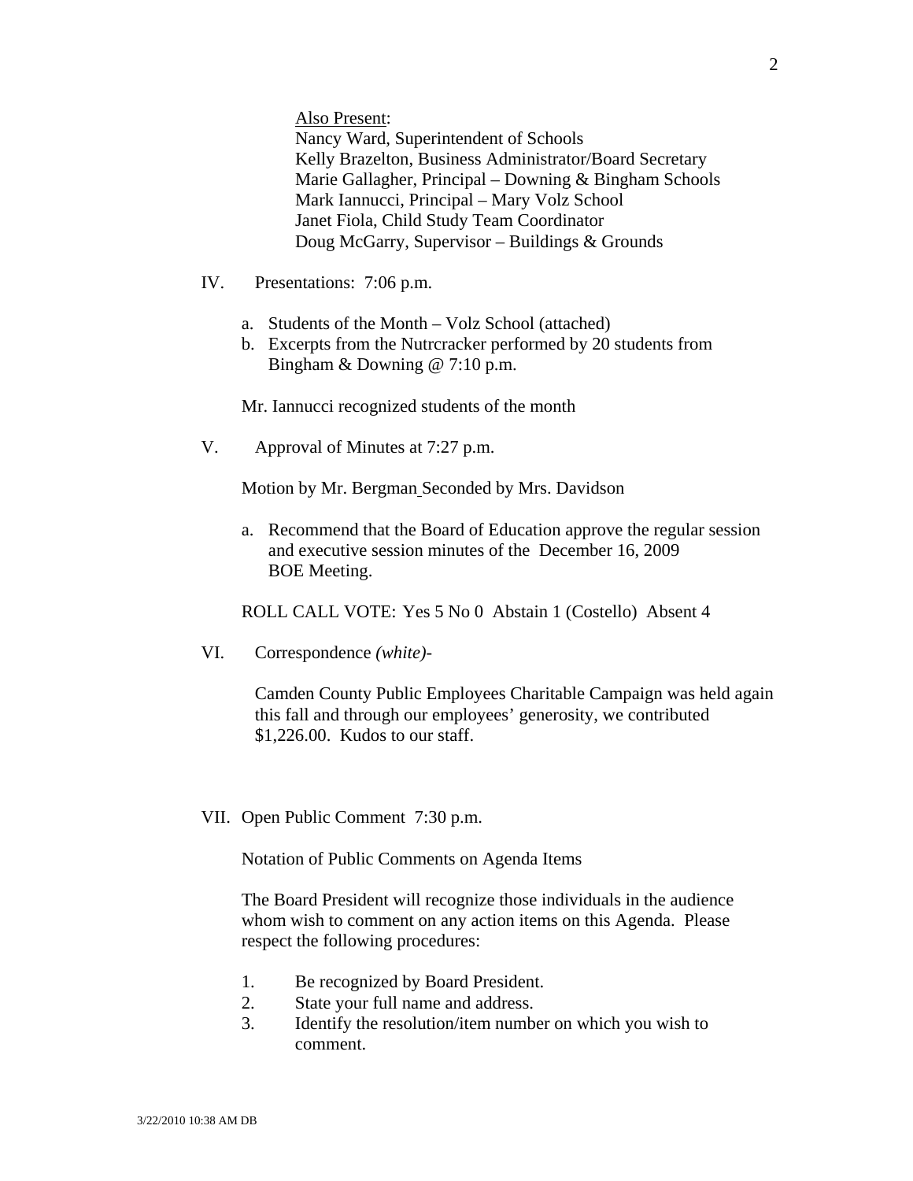<u>Also Present</u>:
Nancy Ward, Superintendent of Schools
Kelly Brazelton, Business Administrator/Board Secretary
Marie Gallagher, Principal – Downing & Bingham Schools
Mark Iannucci, Principal – Mary Volz School
Janet Fiola, Child Study Team Coordinator
Doug McGarry, Supervisor – Buildings & Grounds

IV. Presentations: 7:06 p.m.

a. Students of the Month – Volz School (attached)
b. Excerpts from the Nutrcracker performed by 20 students from Bingham & Downing @ 7:10 p.m.

Mr. Iannucci recognized students of the month

V. Approval of Minutes at 7:27 p.m.

Motion by Mr. Bergman Seconded by Mrs. Davidson

a. Recommend that the Board of Education approve the regular session and executive session minutes of the December 16, 2009 BOE Meeting.

ROLL CALL VOTE: Yes 5 No 0 Abstain 1 (Costello) Absent 4

VI. Correspondence *(white)*-

Camden County Public Employees Charitable Campaign was held again this fall and through our employees' generosity, we contributed $1,226.00. Kudos to our staff.

VII. Open Public Comment 7:30 p.m.

Notation of Public Comments on Agenda Items

The Board President will recognize those individuals in the audience whom wish to comment on any action items on this Agenda. Please respect the following procedures:

1. Be recognized by Board President.
2. State your full name and address.
3. Identify the resolution/item number on which you wish to comment.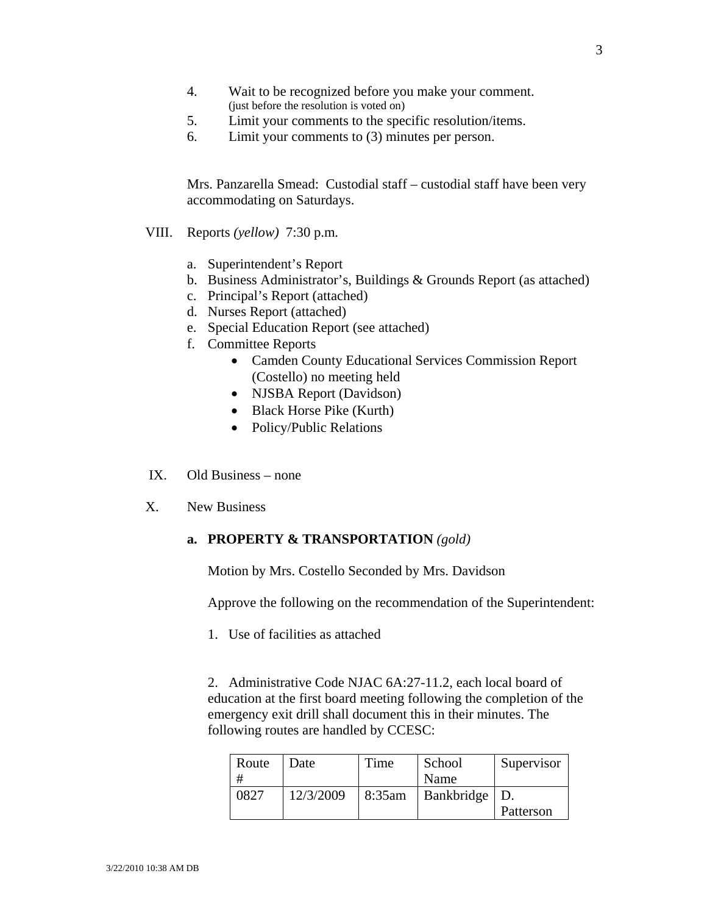4. Wait to be recognized before you make your comment.
(just before the resolution is voted on)
5. Limit your comments to the specific resolution/items.
6. Limit your comments to (3) minutes per person.

Mrs. Panzarella Smead: Custodial staff – custodial staff have been very accommodating on Saturdays.

VIII. Reports *(yellow)* 7:30 p.m.

a. Superintendent's Report
b. Business Administrator's, Buildings & Grounds Report (as attached)
c. Principal's Report (attached)
d. Nurses Report (attached)
e. Special Education Report (see attached)
f. Committee Reports
   - Camden County Educational Services Commission Report (Costello) no meeting held
   - NJSBA Report (Davidson)
   - Black Horse Pike (Kurth)
   - Policy/Public Relations

IX. Old Business – none

X. New Business

**a. PROPERTY & TRANSPORTATION** *(gold)*

Motion by Mrs. Costello Seconded by Mrs. Davidson

Approve the following on the recommendation of the Superintendent:

1. Use of facilities as attached

2. Administrative Code NJAC 6A:27-11.2, each local board of education at the first board meeting following the completion of the emergency exit drill shall document this in their minutes. The following routes are handled by CCESC:

| Route # | Date | Time | School Name | Supervisor |
|---|---|---|---|---|
| 0827 | 12/3/2009 | 8:35am | Bankbridge | D. Patterson |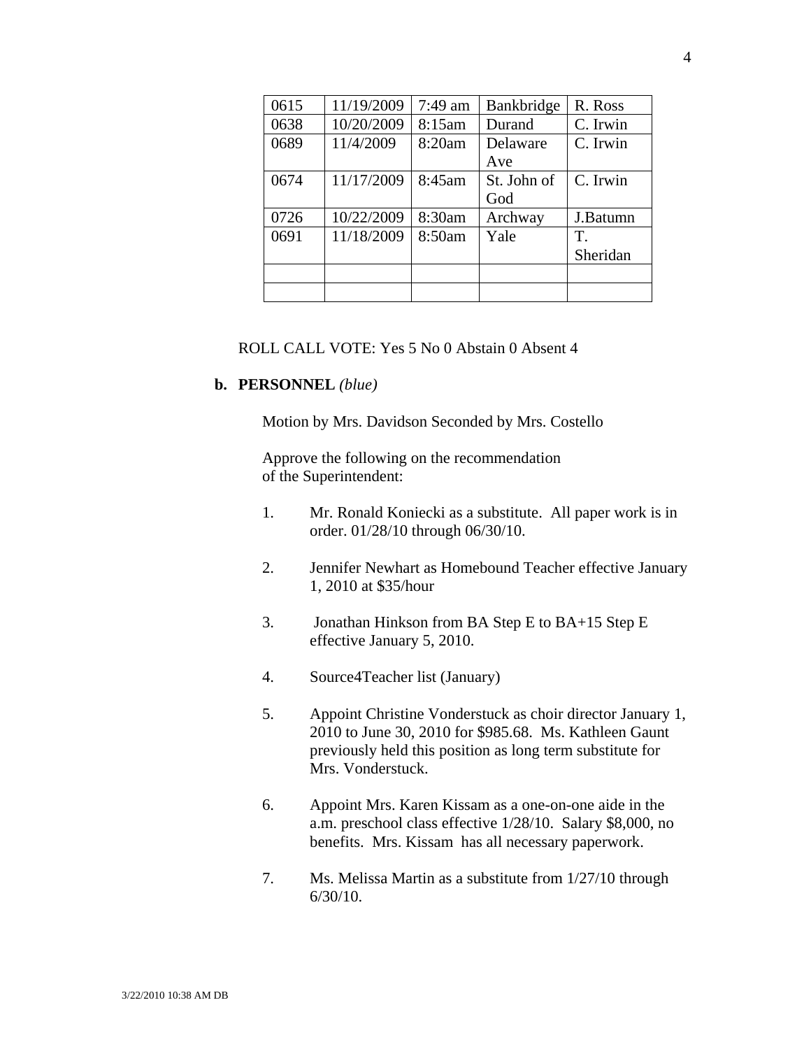| | | | | |
|---|---|---|---|---|
| 0615 | 11/19/2009 | 7:49 am | Bankbridge | R. Ross |
| 0638 | 10/20/2009 | 8:15am | Durand | C. Irwin |
| 0689 | 11/4/2009 | 8:20am | Delaware Ave | C. Irwin |
| 0674 | 11/17/2009 | 8:45am | St. John of God | C. Irwin |
| 0726 | 10/22/2009 | 8:30am | Archway | J.Batumn |
| 0691 | 11/18/2009 | 8:50am | Yale | T. Sheridan |
| | | | | |
| | | | | |

ROLL CALL VOTE: Yes 5 No 0 Abstain 0 Absent 4

**b. PERSONNEL** *(blue)*

Motion by Mrs. Davidson Seconded by Mrs. Costello

Approve the following on the recommendation of the Superintendent:

1. Mr. Ronald Koniecki as a substitute. All paper work is in order. 01/28/10 through 06/30/10.

2. Jennifer Newhart as Homebound Teacher effective January 1, 2010 at $35/hour

3. Jonathan Hinkson from BA Step E to BA+15 Step E effective January 5, 2010.

4. Source4Teacher list (January)

5. Appoint Christine Vonderstuck as choir director January 1, 2010 to June 30, 2010 for $985.68. Ms. Kathleen Gaunt previously held this position as long term substitute for Mrs. Vonderstuck.

6. Appoint Mrs. Karen Kissam as a one-on-one aide in the a.m. preschool class effective 1/28/10. Salary $8,000, no benefits. Mrs. Kissam has all necessary paperwork.

7. Ms. Melissa Martin as a substitute from 1/27/10 through 6/30/10.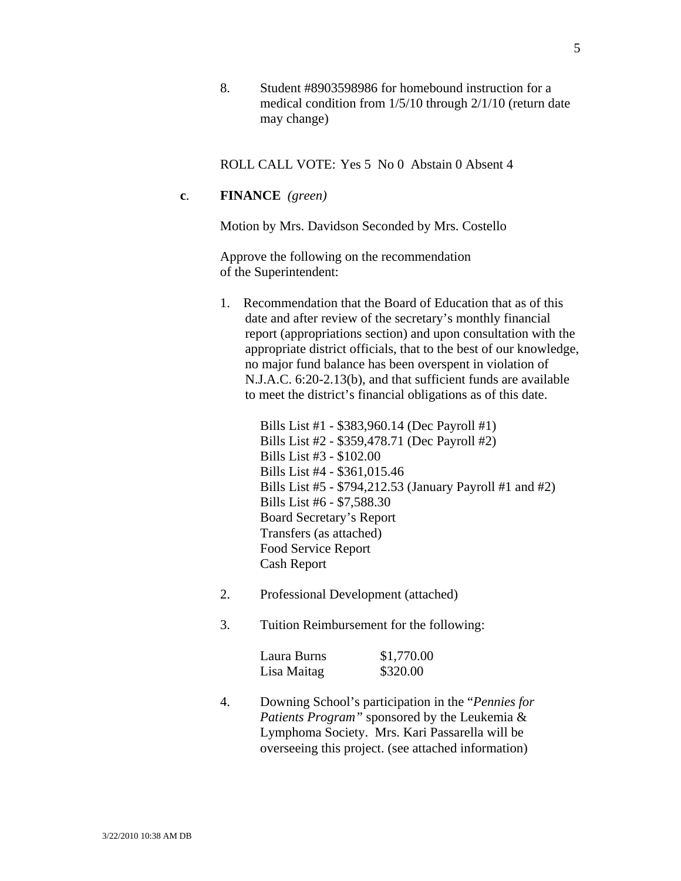8. Student #8903598986 for homebound instruction for a medical condition from 1/5/10 through 2/1/10 (return date may change)

ROLL CALL VOTE: Yes 5 No 0 Abstain 0 Absent 4

**c**. **FINANCE** *(green)*

Motion by Mrs. Davidson Seconded by Mrs. Costello

Approve the following on the recommendation of the Superintendent:

1. Recommendation that the Board of Education that as of this date and after review of the secretary's monthly financial report (appropriations section) and upon consultation with the appropriate district officials, that to the best of our knowledge, no major fund balance has been overspent in violation of N.J.A.C. 6:20-2.13(b), and that sufficient funds are available to meet the district's financial obligations as of this date.

   Bills List #1 - $383,960.14 (Dec Payroll #1)
   Bills List #2 - $359,478.71 (Dec Payroll #2)
   Bills List #3 - $102.00
   Bills List #4 - $361,015.46
   Bills List #5 - $794,212.53 (January Payroll #1 and #2)
   Bills List #6 - $7,588.30
   Board Secretary's Report
   Transfers (as attached)
   Food Service Report
   Cash Report

2. Professional Development (attached)

3. Tuition Reimbursement for the following:

   | | |
   |---|---|
   | Laura Burns | $1,770.00 |
   | Lisa Maitag | $320.00 |

4. Downing School's participation in the "*Pennies for Patients Program"* sponsored by the Leukemia & Lymphoma Society. Mrs. Kari Passarella will be overseeing this project. (see attached information)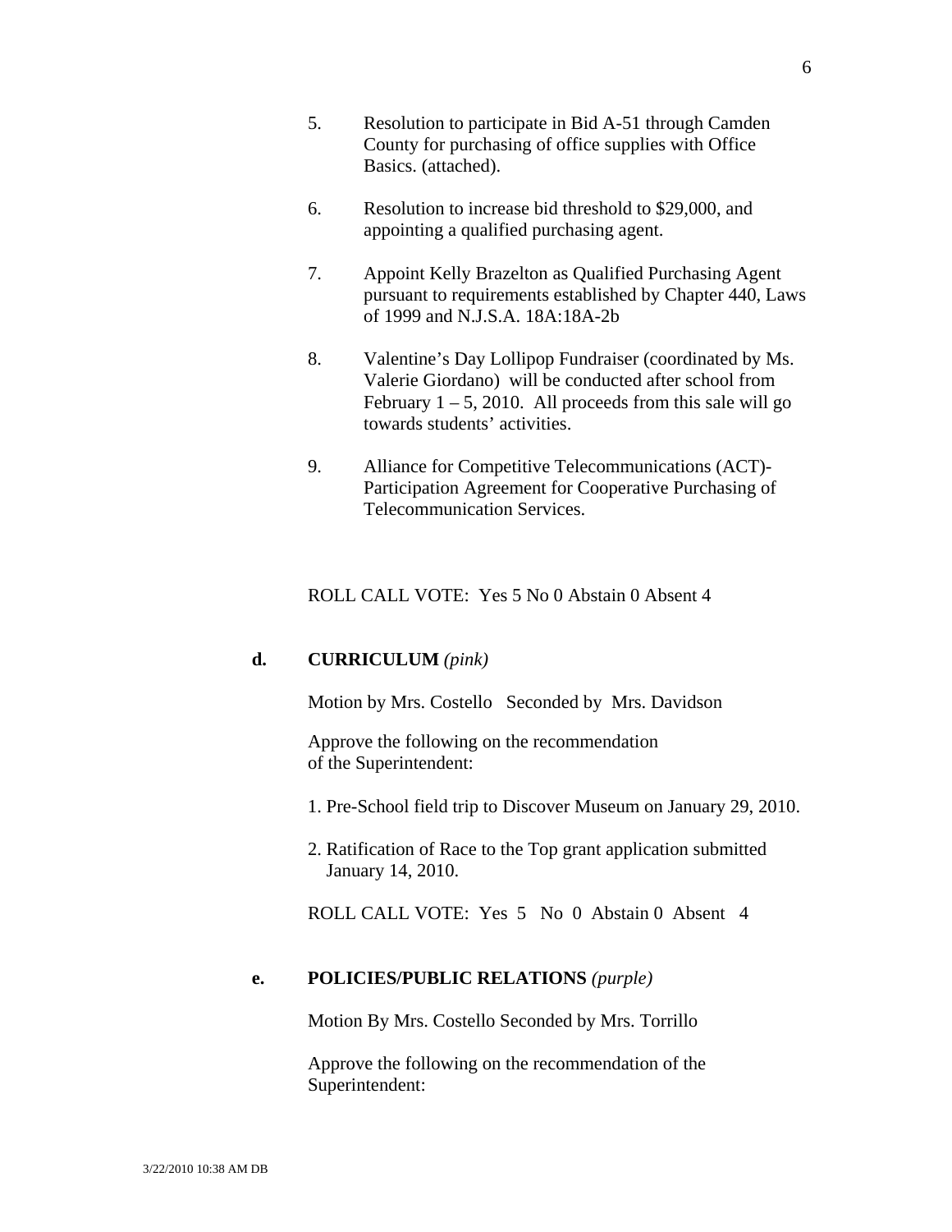5. Resolution to participate in Bid A-51 through Camden County for purchasing of office supplies with Office Basics. (attached).

6. Resolution to increase bid threshold to $29,000, and appointing a qualified purchasing agent.

7. Appoint Kelly Brazelton as Qualified Purchasing Agent pursuant to requirements established by Chapter 440, Laws of 1999 and N.J.S.A. 18A:18A-2b

8. Valentine's Day Lollipop Fundraiser (coordinated by Ms. Valerie Giordano) will be conducted after school from February 1 – 5, 2010. All proceeds from this sale will go towards students' activities.

9. Alliance for Competitive Telecommunications (ACT)- Participation Agreement for Cooperative Purchasing of Telecommunication Services.

ROLL CALL VOTE: Yes 5 No 0 Abstain 0 Absent 4

**d. CURRICULUM** *(pink)*

Motion by Mrs. Costello Seconded by Mrs. Davidson

Approve the following on the recommendation of the Superintendent:

1. Pre-School field trip to Discover Museum on January 29, 2010.

2. Ratification of Race to the Top grant application submitted January 14, 2010.

ROLL CALL VOTE: Yes 5 No 0 Abstain 0 Absent 4

**e. POLICIES/PUBLIC RELATIONS** *(purple)*

Motion By Mrs. Costello Seconded by Mrs. Torrillo

Approve the following on the recommendation of the Superintendent: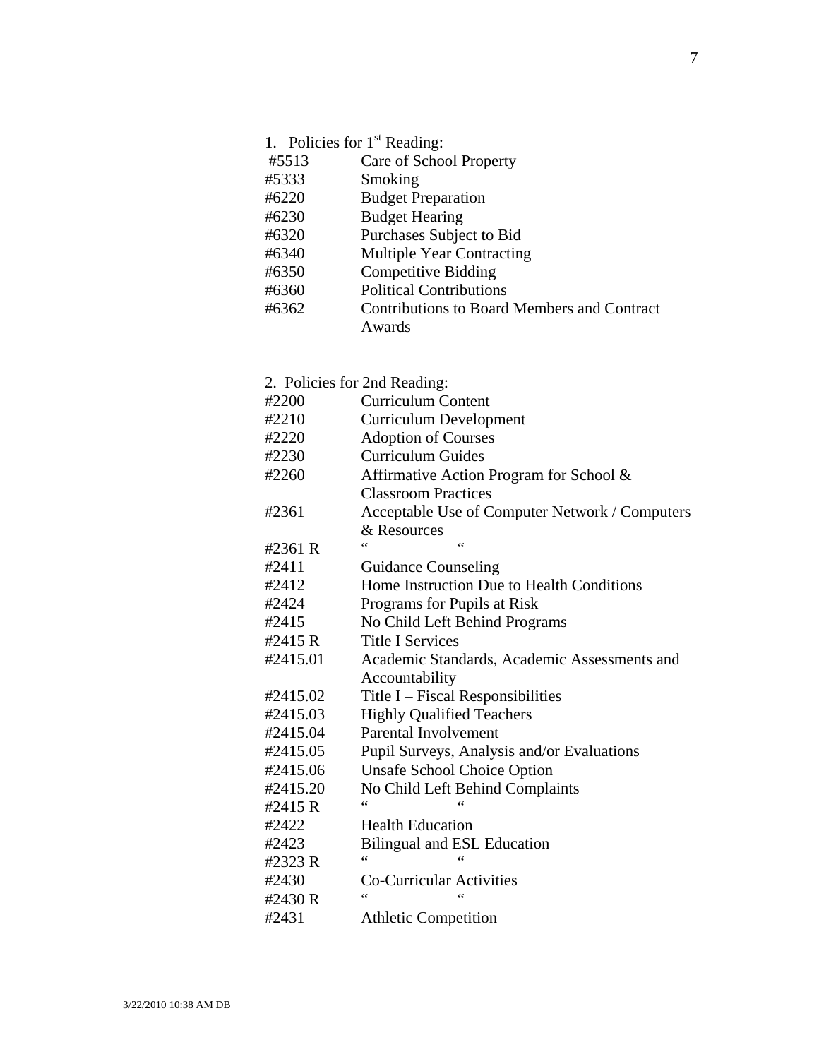1. Policies for 1st Reading:

| | |
|---|---|
| #5513 | Care of School Property |
| #5333 | Smoking |
| #6220 | Budget Preparation |
| #6230 | Budget Hearing |
| #6320 | Purchases Subject to Bid |
| #6340 | Multiple Year Contracting |
| #6350 | Competitive Bidding |
| #6360 | Political Contributions |
| #6362 | Contributions to Board Members and Contract Awards |

2. Policies for 2nd Reading:

| | |
|---|---|
| #2200 | Curriculum Content |
| #2210 | Curriculum Development |
| #2220 | Adoption of Courses |
| #2230 | Curriculum Guides |
| #2260 | Affirmative Action Program for School & Classroom Practices |
| #2361 | Acceptable Use of Computer Network / Computers & Resources |
| #2361 R | " " |
| #2411 | Guidance Counseling |
| #2412 | Home Instruction Due to Health Conditions |
| #2424 | Programs for Pupils at Risk |
| #2415 | No Child Left Behind Programs |
| #2415 R | Title I Services |
| #2415.01 | Academic Standards, Academic Assessments and Accountability |
| #2415.02 | Title I – Fiscal Responsibilities |
| #2415.03 | Highly Qualified Teachers |
| #2415.04 | Parental Involvement |
| #2415.05 | Pupil Surveys, Analysis and/or Evaluations |
| #2415.06 | Unsafe School Choice Option |
| #2415.20 | No Child Left Behind Complaints |
| #2415 R | " " |
| #2422 | Health Education |
| #2423 | Bilingual and ESL Education |
| #2323 R | " " |
| #2430 | Co-Curricular Activities |
| #2430 R | " " |
| #2431 | Athletic Competition |

3/22/2010 10:38 AM DB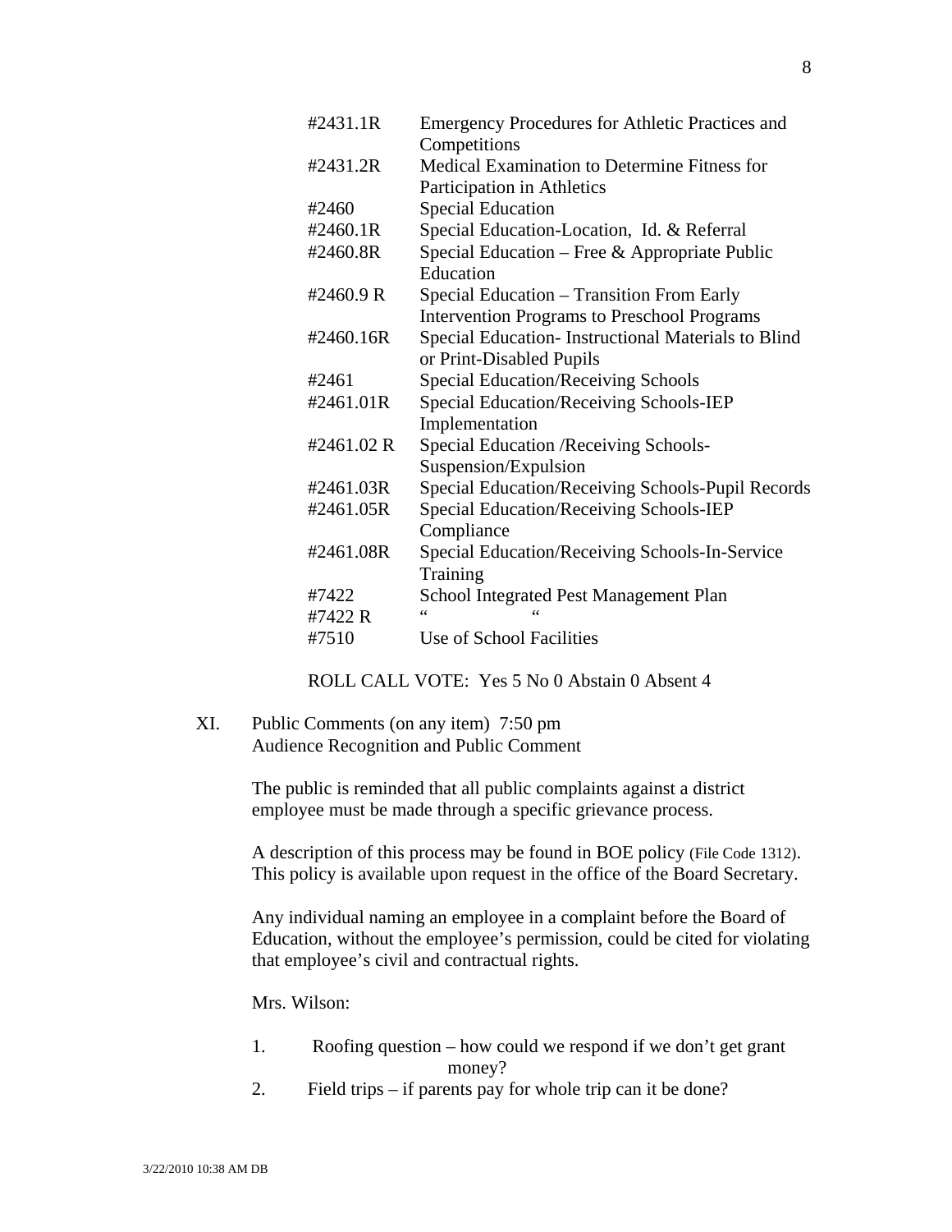| | |
|---|---|
| #2431.1R | Emergency Procedures for Athletic Practices and Competitions |
| #2431.2R | Medical Examination to Determine Fitness for Participation in Athletics |
| #2460 | Special Education |
| #2460.1R | Special Education-Location, Id. & Referral |
| #2460.8R | Special Education – Free & Appropriate Public Education |
| #2460.9 R | Special Education – Transition From Early Intervention Programs to Preschool Programs |
| #2460.16R | Special Education- Instructional Materials to Blind or Print-Disabled Pupils |
| #2461 | Special Education/Receiving Schools |
| #2461.01R | Special Education/Receiving Schools-IEP Implementation |
| #2461.02 R | Special Education /Receiving Schools-Suspension/Expulsion |
| #2461.03R | Special Education/Receiving Schools-Pupil Records |
| #2461.05R | Special Education/Receiving Schools-IEP Compliance |
| #2461.08R | Special Education/Receiving Schools-In-Service Training |
| #7422 | School Integrated Pest Management Plan |
| #7422 R | " " |
| #7510 | Use of School Facilities |

ROLL CALL VOTE: Yes 5 No 0 Abstain 0 Absent 4

XI. Public Comments (on any item) 7:50 pm
Audience Recognition and Public Comment

The public is reminded that all public complaints against a district employee must be made through a specific grievance process.

A description of this process may be found in BOE policy (File Code 1312). This policy is available upon request in the office of the Board Secretary.

Any individual naming an employee in a complaint before the Board of Education, without the employee's permission, could be cited for violating that employee's civil and contractual rights.

Mrs. Wilson:

1. Roofing question – how could we respond if we don't get grant money?
2. Field trips – if parents pay for whole trip can it be done?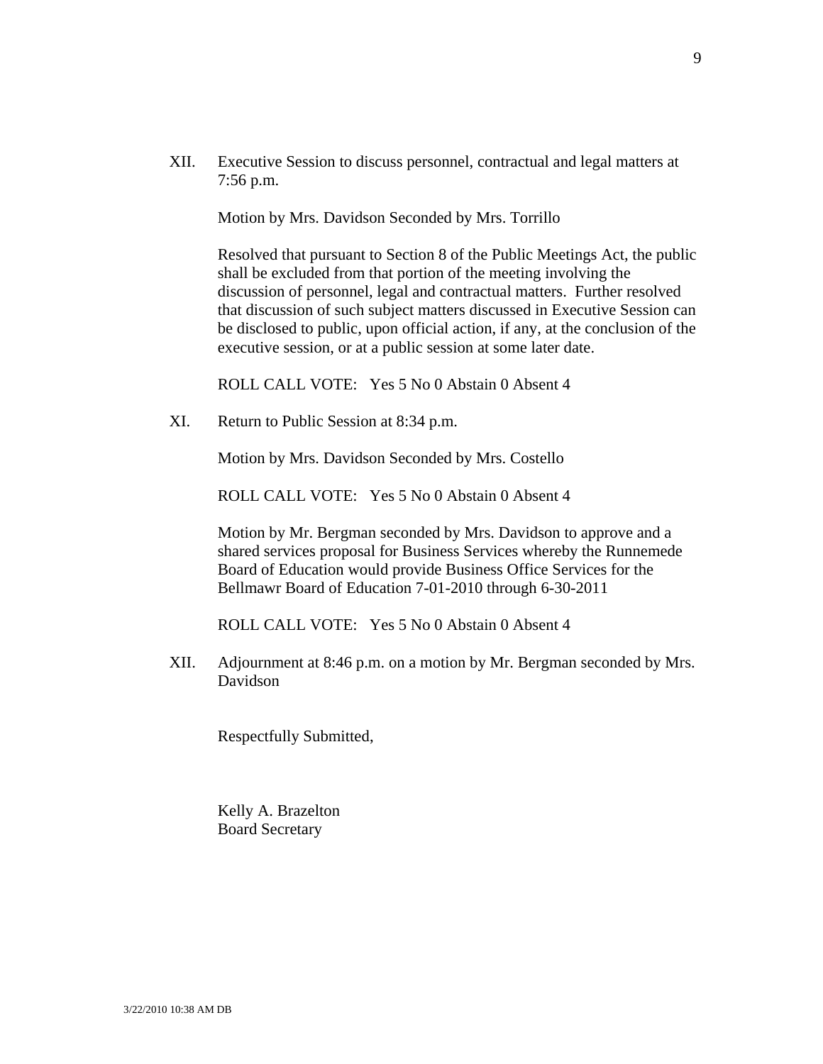XII. Executive Session to discuss personnel, contractual and legal matters at 7:56 p.m.

Motion by Mrs. Davidson Seconded by Mrs. Torrillo

Resolved that pursuant to Section 8 of the Public Meetings Act, the public shall be excluded from that portion of the meeting involving the discussion of personnel, legal and contractual matters. Further resolved that discussion of such subject matters discussed in Executive Session can be disclosed to public, upon official action, if any, at the conclusion of the executive session, or at a public session at some later date.

ROLL CALL VOTE: Yes 5 No 0 Abstain 0 Absent 4

XI. Return to Public Session at 8:34 p.m.

Motion by Mrs. Davidson Seconded by Mrs. Costello

ROLL CALL VOTE: Yes 5 No 0 Abstain 0 Absent 4

Motion by Mr. Bergman seconded by Mrs. Davidson to approve and a shared services proposal for Business Services whereby the Runnemede Board of Education would provide Business Office Services for the Bellmawr Board of Education 7-01-2010 through 6-30-2011

ROLL CALL VOTE: Yes 5 No 0 Abstain 0 Absent 4

XII. Adjournment at 8:46 p.m. on a motion by Mr. Bergman seconded by Mrs. Davidson

Respectfully Submitted,

Kelly A. Brazelton
Board Secretary

3/22/2010 10:38 AM DB